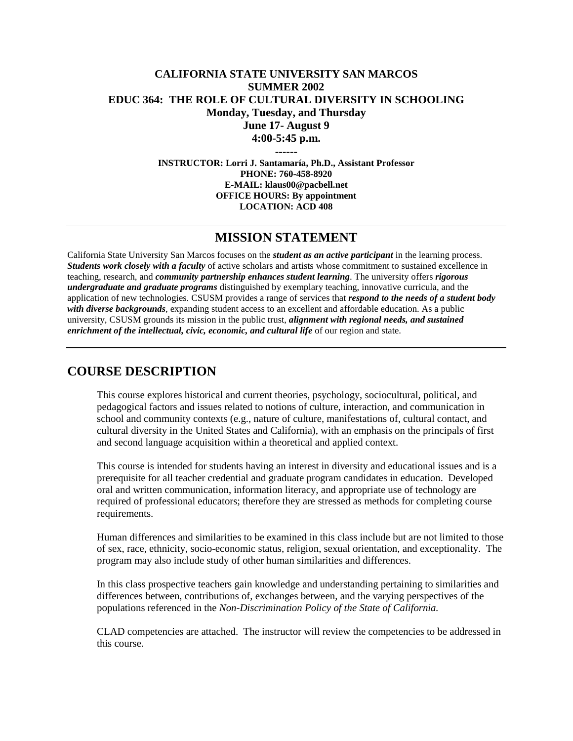**CALIFORNIA STATE UNIVERSITY SAN MARCOS**
**SUMMER 2002**
**EDUC 364: THE ROLE OF CULTURAL DIVERSITY IN SCHOOLING**
**Monday, Tuesday, and Thursday**
**June 17- August 9**
**4:00-5:45 p.m.**

**------**

**INSTRUCTOR: Lorri J. Santamaría, Ph.D., Assistant Professor**
**PHONE: 760-458-8920**
**E-MAIL: klaus00@pacbell.net**
**OFFICE HOURS: By appointment**
**LOCATION: ACD 408**

---

## MISSION STATEMENT

California State University San Marcos focuses on the ***student as an active participant*** in the learning process. ***Students work closely with a faculty*** of active scholars and artists whose commitment to sustained excellence in teaching, research, and ***community partnership enhances student learning***. The university offers ***rigorous undergraduate and graduate programs*** distinguished by exemplary teaching, innovative curricula, and the application of new technologies. CSUSM provides a range of services that ***respond to the needs of a student body with diverse backgrounds***, expanding student access to an excellent and affordable education. As a public university, CSUSM grounds its mission in the public trust, ***alignment with regional needs, and sustained enrichment of the intellectual, civic, economic, and cultural life*** of our region and state.

---

## COURSE DESCRIPTION

This course explores historical and current theories, psychology, sociocultural, political, and pedagogical factors and issues related to notions of culture, interaction, and communication in school and community contexts (e.g., nature of culture, manifestations of, cultural contact, and cultural diversity in the United States and California), with an emphasis on the principals of first and second language acquisition within a theoretical and applied context.

This course is intended for students having an interest in diversity and educational issues and is a prerequisite for all teacher credential and graduate program candidates in education. Developed oral and written communication, information literacy, and appropriate use of technology are required of professional educators; therefore they are stressed as methods for completing course requirements.

Human differences and similarities to be examined in this class include but are not limited to those of sex, race, ethnicity, socio-economic status, religion, sexual orientation, and exceptionality. The program may also include study of other human similarities and differences.

In this class prospective teachers gain knowledge and understanding pertaining to similarities and differences between, contributions of, exchanges between, and the varying perspectives of the populations referenced in the *Non-Discrimination Policy of the State of California.*

CLAD competencies are attached. The instructor will review the competencies to be addressed in this course.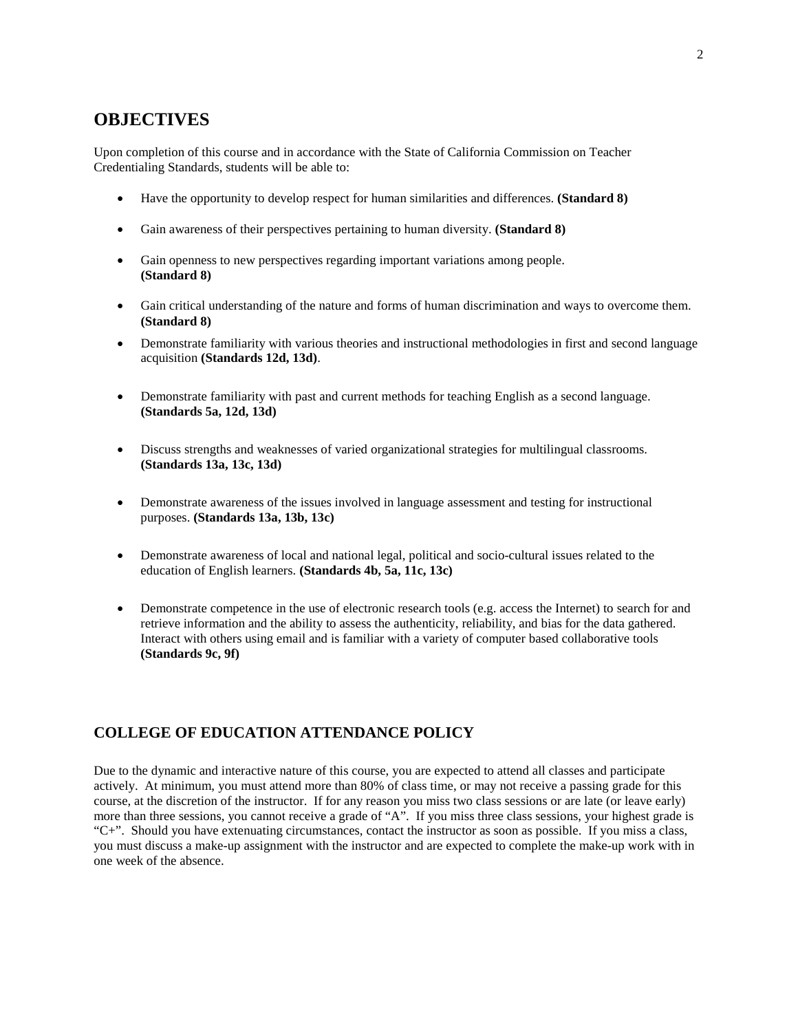## OBJECTIVES

Upon completion of this course and in accordance with the State of California Commission on Teacher Credentialing Standards, students will be able to:

- Have the opportunity to develop respect for human similarities and differences. **(Standard 8)**
- Gain awareness of their perspectives pertaining to human diversity. **(Standard 8)**
- Gain openness to new perspectives regarding important variations among people. **(Standard 8)**
- Gain critical understanding of the nature and forms of human discrimination and ways to overcome them. **(Standard 8)**
- Demonstrate familiarity with various theories and instructional methodologies in first and second language acquisition **(Standards 12d, 13d)**.
- Demonstrate familiarity with past and current methods for teaching English as a second language. **(Standards 5a, 12d, 13d)**
- Discuss strengths and weaknesses of varied organizational strategies for multilingual classrooms. **(Standards 13a, 13c, 13d)**
- Demonstrate awareness of the issues involved in language assessment and testing for instructional purposes. **(Standards 13a, 13b, 13c)**
- Demonstrate awareness of local and national legal, political and socio-cultural issues related to the education of English learners. **(Standards 4b, 5a, 11c, 13c)**
- Demonstrate competence in the use of electronic research tools (e.g. access the Internet) to search for and retrieve information and the ability to assess the authenticity, reliability, and bias for the data gathered. Interact with others using email and is familiar with a variety of computer based collaborative tools **(Standards 9c, 9f)**

## COLLEGE OF EDUCATION ATTENDANCE POLICY

Due to the dynamic and interactive nature of this course, you are expected to attend all classes and participate actively. At minimum, you must attend more than 80% of class time, or may not receive a passing grade for this course, at the discretion of the instructor. If for any reason you miss two class sessions or are late (or leave early) more than three sessions, you cannot receive a grade of "A". If you miss three class sessions, your highest grade is "C+". Should you have extenuating circumstances, contact the instructor as soon as possible. If you miss a class, you must discuss a make-up assignment with the instructor and are expected to complete the make-up work with in one week of the absence.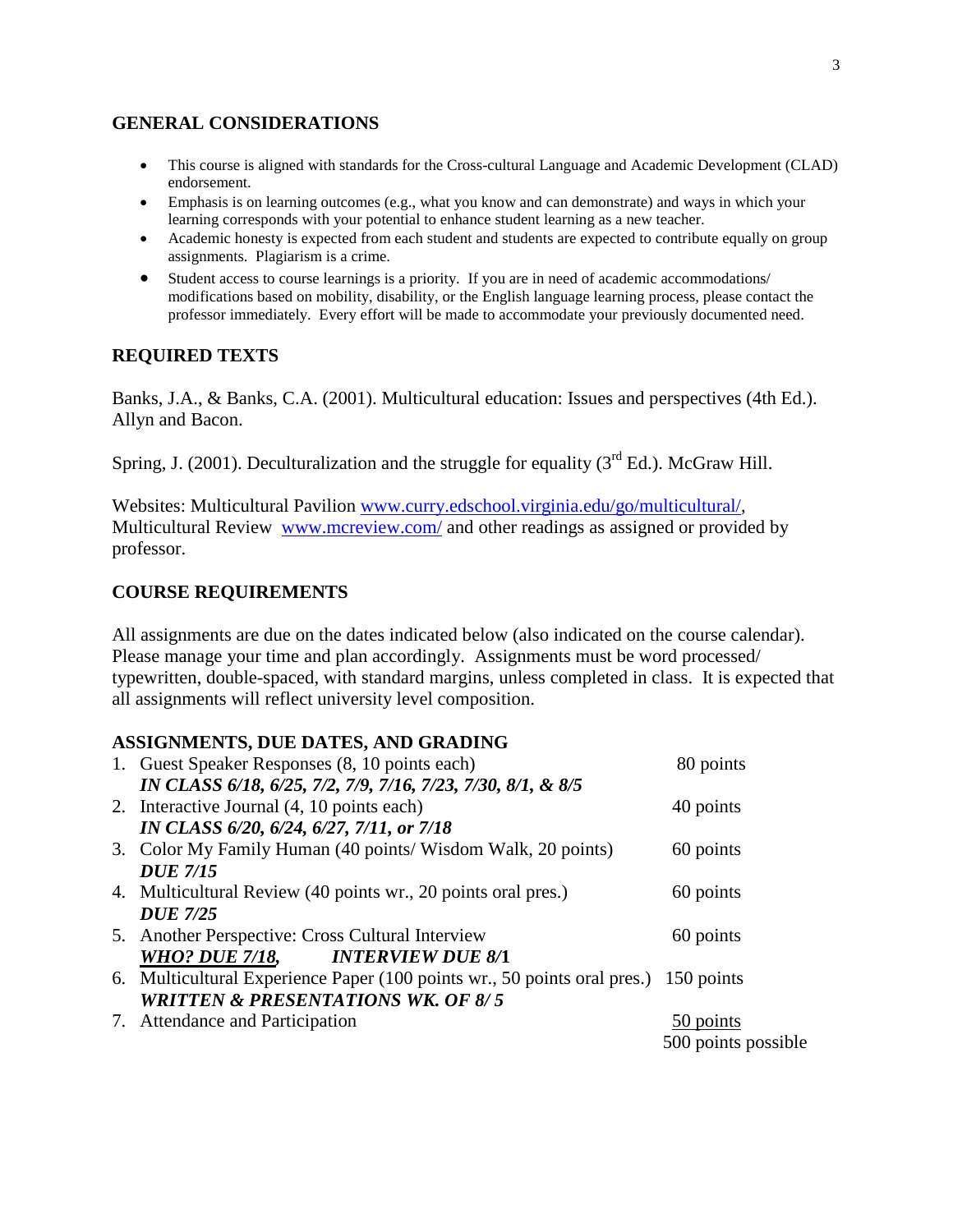## GENERAL CONSIDERATIONS

- This course is aligned with standards for the Cross-cultural Language and Academic Development (CLAD) endorsement.
- Emphasis is on learning outcomes (e.g., what you know and can demonstrate) and ways in which your learning corresponds with your potential to enhance student learning as a new teacher.
- Academic honesty is expected from each student and students are expected to contribute equally on group assignments. Plagiarism is a crime.
- Student access to course learnings is a priority. If you are in need of academic accommodations/ modifications based on mobility, disability, or the English language learning process, please contact the professor immediately. Every effort will be made to accommodate your previously documented need.

## REQUIRED TEXTS

Banks, J.A., & Banks, C.A. (2001). Multicultural education: Issues and perspectives (4th Ed.). Allyn and Bacon.

Spring, J. (2001). Deculturalization and the struggle for equality (3rd Ed.). McGraw Hill.

Websites: Multicultural Pavilion www.curry.edschool.virginia.edu/go/multicultural/, Multicultural Review www.mcreview.com/ and other readings as assigned or provided by professor.

## COURSE REQUIREMENTS

All assignments are due on the dates indicated below (also indicated on the course calendar). Please manage your time and plan accordingly. Assignments must be word processed/ typewritten, double-spaced, with standard margins, unless completed in class. It is expected that all assignments will reflect university level composition.

### ASSIGNMENTS, DUE DATES, AND GRADING

| Assignment | Points |
|---|---|
| 1. Guest Speaker Responses (8, 10 points each)<br>***IN CLASS 6/18, 6/25, 7/2, 7/9, 7/16, 7/23, 7/30, 8/1, & 8/5*** | 80 points |
| 2. Interactive Journal (4, 10 points each)<br>***IN CLASS 6/20, 6/24, 6/27, 7/11, or 7/18*** | 40 points |
| 3. Color My Family Human (40 points/ Wisdom Walk, 20 points)<br>***DUE 7/15*** | 60 points |
| 4. Multicultural Review (40 points wr., 20 points oral pres.)<br>***DUE 7/25*** | 60 points |
| 5. Another Perspective: Cross Cultural Interview<br>***WHO? DUE 7/18,*** ***INTERVIEW DUE 8/1*** | 60 points |
| 6. Multicultural Experience Paper (100 points wr., 50 points oral pres.)<br>***WRITTEN & PRESENTATIONS WK. OF 8/5*** | 150 points |
| 7. Attendance and Participation | 50 points |
| | 500 points possible |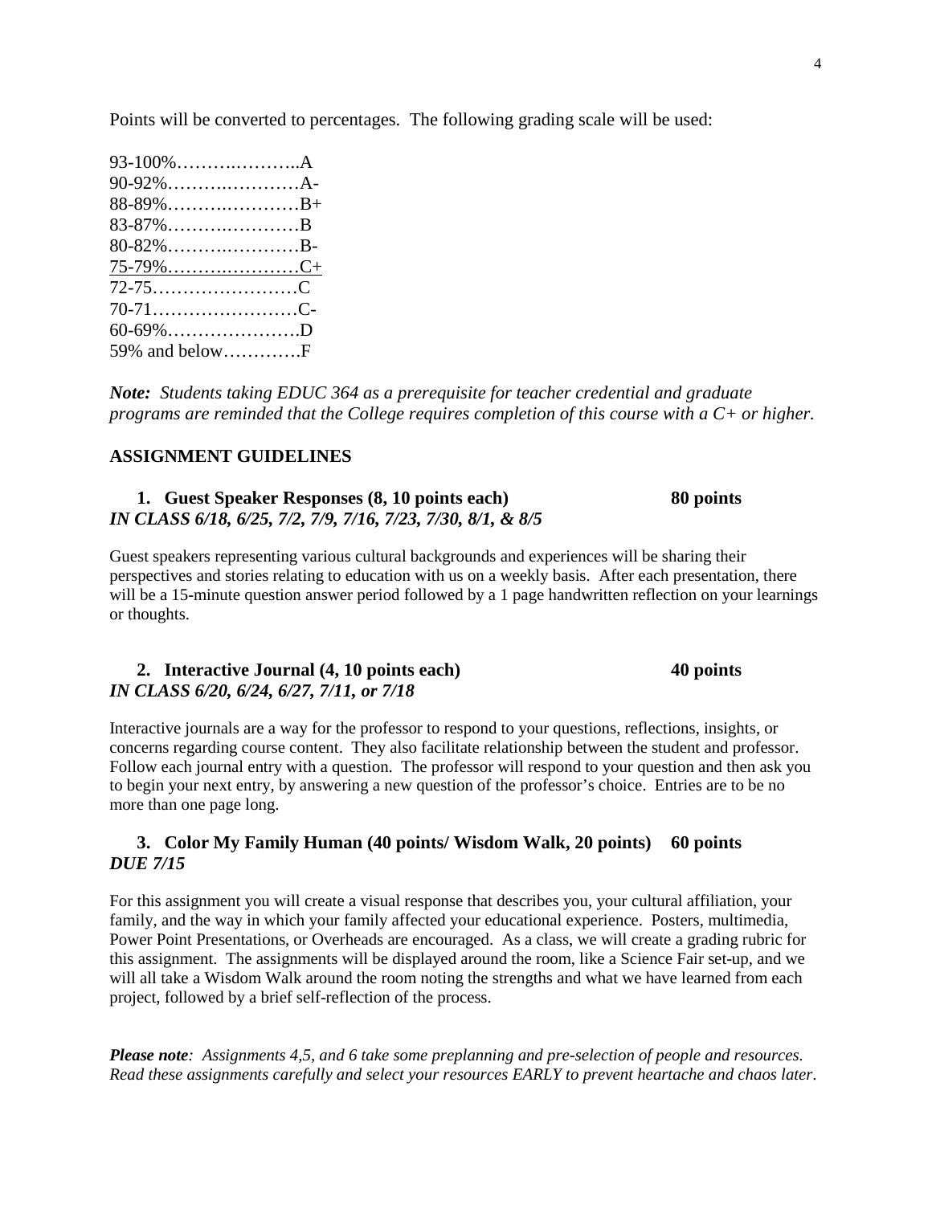Points will be converted to percentages. The following grading scale will be used:

93-100%………..………..A
90-92%……..…………A-
88-89%……..…………B+
83-87%……..…………B
80-82%……..…………B-
<u>75-79%……..…………C+</u>
72-75……………………C
70-71……………………C-
60-69%………………….D
59% and below………….F

***Note:** Students taking EDUC 364 as a prerequisite for teacher credential and graduate programs are reminded that the College requires completion of this course with a C+ or higher.*

**ASSIGNMENT GUIDELINES**

1. **Guest Speaker Responses (8, 10 points each) 80 points**
***IN CLASS 6/18, 6/25, 7/2, 7/9, 7/16, 7/23, 7/30, 8/1, & 8/5***

Guest speakers representing various cultural backgrounds and experiences will be sharing their perspectives and stories relating to education with us on a weekly basis. After each presentation, there will be a 15-minute question answer period followed by a 1 page handwritten reflection on your learnings or thoughts.

2. **Interactive Journal (4, 10 points each) 40 points**
***IN CLASS 6/20, 6/24, 6/27, 7/11, or 7/18***

Interactive journals are a way for the professor to respond to your questions, reflections, insights, or concerns regarding course content. They also facilitate relationship between the student and professor. Follow each journal entry with a question. The professor will respond to your question and then ask you to begin your next entry, by answering a new question of the professor's choice. Entries are to be no more than one page long.

3. **Color My Family Human (40 points/ Wisdom Walk, 20 points) 60 points**
***DUE 7/15***

For this assignment you will create a visual response that describes you, your cultural affiliation, your family, and the way in which your family affected your educational experience. Posters, multimedia, Power Point Presentations, or Overheads are encouraged. As a class, we will create a grading rubric for this assignment. The assignments will be displayed around the room, like a Science Fair set-up, and we will all take a Wisdom Walk around the room noting the strengths and what we have learned from each project, followed by a brief self-reflection of the process.

***Please note**: Assignments 4,5, and 6 take some preplanning and pre-selection of people and resources. Read these assignments carefully and select your resources EARLY to prevent heartache and chaos later.*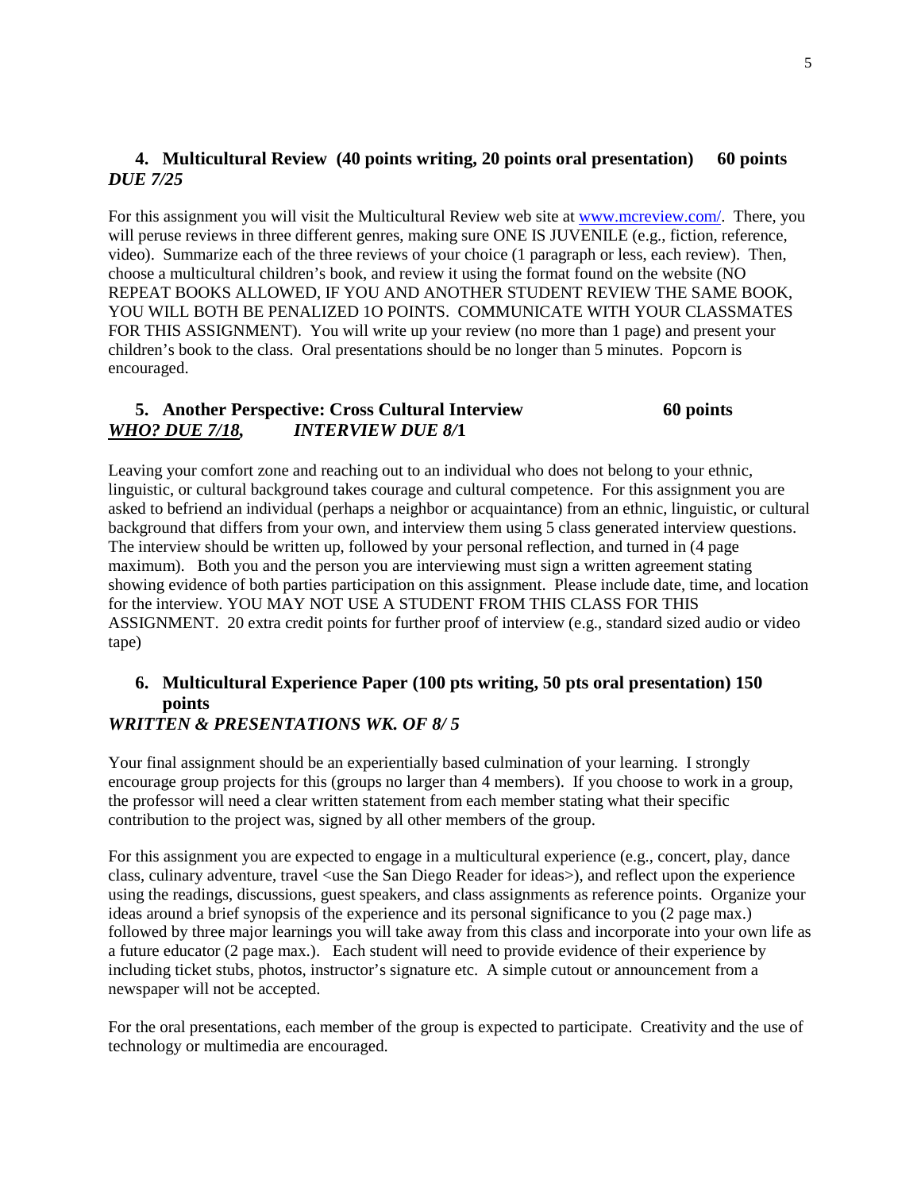### 4. Multicultural Review (40 points writing, 20 points oral presentation) 60 points

***DUE 7/25***

For this assignment you will visit the Multicultural Review web site at [www.mcreview.com/](www.mcreview.com/). There, you will peruse reviews in three different genres, making sure ONE IS JUVENILE (e.g., fiction, reference, video). Summarize each of the three reviews of your choice (1 paragraph or less, each review). Then, choose a multicultural children's book, and review it using the format found on the website (NO REPEAT BOOKS ALLOWED, IF YOU AND ANOTHER STUDENT REVIEW THE SAME BOOK, YOU WILL BOTH BE PENALIZED 1O POINTS. COMMUNICATE WITH YOUR CLASSMATES FOR THIS ASSIGNMENT). You will write up your review (no more than 1 page) and present your children's book to the class. Oral presentations should be no longer than 5 minutes. Popcorn is encouraged.

### 5. Another Perspective: Cross Cultural Interview 60 points

***<u>WHO? DUE 7/18</u>, INTERVIEW DUE 8/1***

Leaving your comfort zone and reaching out to an individual who does not belong to your ethnic, linguistic, or cultural background takes courage and cultural competence. For this assignment you are asked to befriend an individual (perhaps a neighbor or acquaintance) from an ethnic, linguistic, or cultural background that differs from your own, and interview them using 5 class generated interview questions. The interview should be written up, followed by your personal reflection, and turned in (4 page maximum). Both you and the person you are interviewing must sign a written agreement stating showing evidence of both parties participation on this assignment. Please include date, time, and location for the interview. YOU MAY NOT USE A STUDENT FROM THIS CLASS FOR THIS ASSIGNMENT. 20 extra credit points for further proof of interview (e.g., standard sized audio or video tape)

### 6. Multicultural Experience Paper (100 pts writing, 50 pts oral presentation) 150 points

***WRITTEN & PRESENTATIONS WK. OF 8/ 5***

Your final assignment should be an experientially based culmination of your learning. I strongly encourage group projects for this (groups no larger than 4 members). If you choose to work in a group, the professor will need a clear written statement from each member stating what their specific contribution to the project was, signed by all other members of the group.

For this assignment you are expected to engage in a multicultural experience (e.g., concert, play, dance class, culinary adventure, travel <use the San Diego Reader for ideas>), and reflect upon the experience using the readings, discussions, guest speakers, and class assignments as reference points. Organize your ideas around a brief synopsis of the experience and its personal significance to you (2 page max.) followed by three major learnings you will take away from this class and incorporate into your own life as a future educator (2 page max.). Each student will need to provide evidence of their experience by including ticket stubs, photos, instructor's signature etc. A simple cutout or announcement from a newspaper will not be accepted.

For the oral presentations, each member of the group is expected to participate. Creativity and the use of technology or multimedia are encouraged.